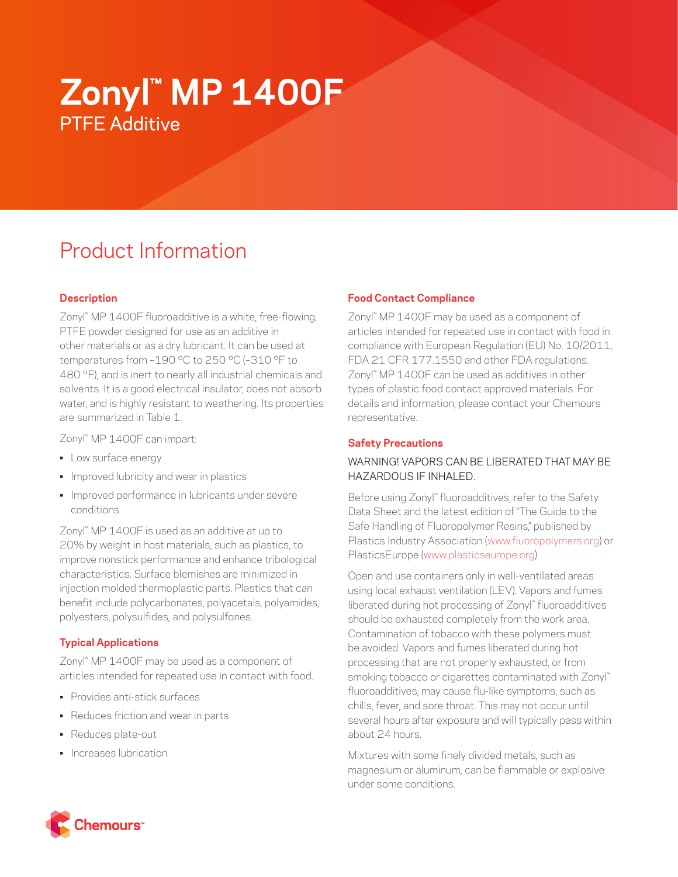# Zonyl™ MP 1400F

PTFE Additive

## Product Information

### Description

Zonyl™ MP 1400F fluoroadditive is a white, free-flowing, PTFE powder designed for use as an additive in other materials or as a dry lubricant. It can be used at temperatures from –190 °C to 250 °C (–310 °F to 480 °F), and is inert to nearly all industrial chemicals and solvents. It is a good electrical insulator, does not absorb water, and is highly resistant to weathering. Its properties are summarized in Table 1.

Zonyl™ MP 1400F can impart:

- Low surface energy
- Improved lubricity and wear in plastics
- Improved performance in lubricants under severe conditions

Zonyl™ MP 1400F is used as an additive at up to 20% by weight in host materials, such as plastics, to improve nonstick performance and enhance tribological characteristics. Surface blemishes are minimized in injection molded thermoplastic parts. Plastics that can benefit include polycarbonates, polyacetals, polyamides, polyesters, polysulfides, and polysulfones.

### Typical Applications

Zonyl™ MP 1400F may be used as a component of articles intended for repeated use in contact with food.

- Provides anti-stick surfaces
- Reduces friction and wear in parts
- Reduces plate-out
- Increases lubrication

### Food Contact Compliance

Zonyl™ MP 1400F may be used as a component of articles intended for repeated use in contact with food in compliance with European Regulation (EU) No. 10/2011, FDA 21 CFR 177.1550 and other FDA regulations. Zonyl™ MP 1400F can be used as additives in other types of plastic food contact approved materials. For details and information, please contact your Chemours representative.

### Safety Precautions

WARNING! VAPORS CAN BE LIBERATED THAT MAY BE HAZARDOUS IF INHALED.

Before using Zonyl™ fluoroadditives, refer to the Safety Data Sheet and the latest edition of "The Guide to the Safe Handling of Fluoropolymer Resins," published by Plastics Industry Association (www.fluoropolymers.org) or PlasticsEurope (www.plasticseurope.org).

Open and use containers only in well-ventilated areas using local exhaust ventilation (LEV). Vapors and fumes liberated during hot processing of Zonyl™ fluoroadditives should be exhausted completely from the work area. Contamination of tobacco with these polymers must be avoided. Vapors and fumes liberated during hot processing that are not properly exhausted, or from smoking tobacco or cigarettes contaminated with Zonyl™ fluoroadditives, may cause flu-like symptoms, such as chills, fever, and sore throat. This may not occur until several hours after exposure and will typically pass within about 24 hours.

Mixtures with some finely divided metals, such as magnesium or aluminum, can be flammable or explosive under some conditions.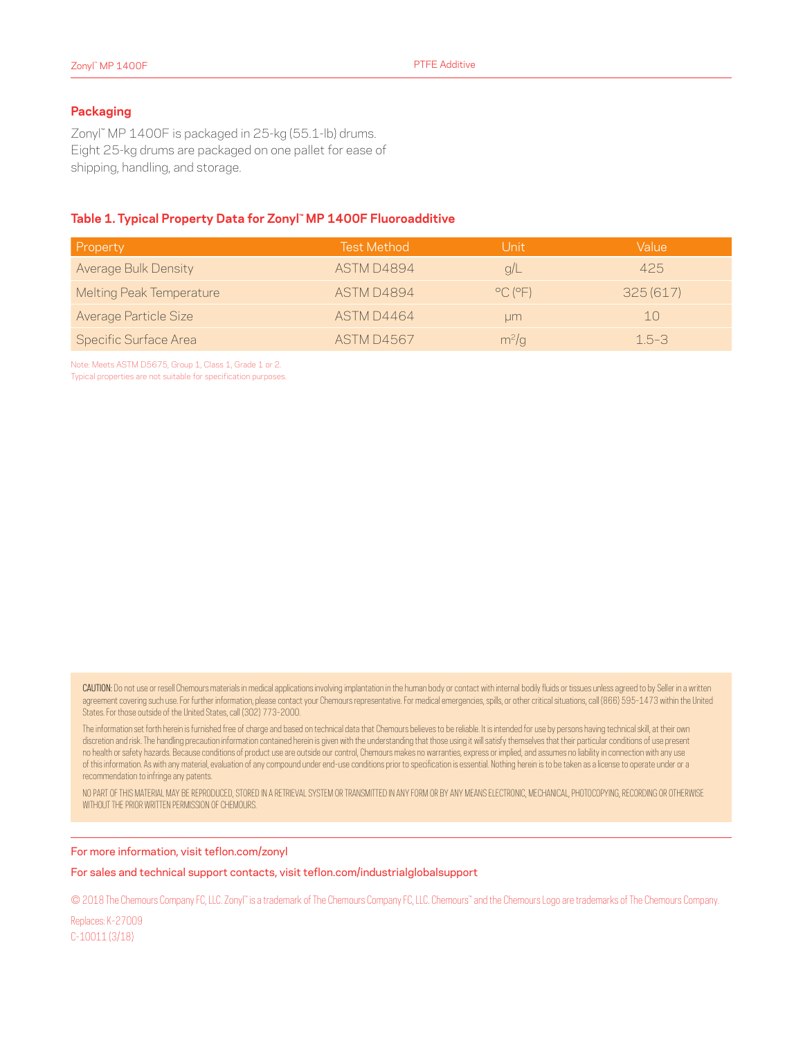## Packaging

Zonyl™ MP 1400F is packaged in 25-kg (55.1-lb) drums. Eight 25-kg drums are packaged on one pallet for ease of shipping, handling, and storage.

### Table 1. Typical Property Data for Zonyl™ MP 1400F Fluoroadditive

| Property | Test Method | Unit | Value |
|---|---|---|---|
| Average Bulk Density | ASTM D4894 | g/L | 425 |
| Melting Peak Temperature | ASTM D4894 | °C (°F) | 325 (617) |
| Average Particle Size | ASTM D4464 | μm | 10 |
| Specific Surface Area | ASTM D4567 | $m^2/g$ | 1.5–3 |

Note: Meets ASTM D5675, Group 1, Class 1, Grade 1 or 2.
Typical properties are not suitable for specification purposes.

CAUTION: Do not use or resell Chemours materials in medical applications involving implantation in the human body or contact with internal bodily fluids or tissues unless agreed to by Seller in a written agreement covering such use. For further information, please contact your Chemours representative. For medical emergencies, spills, or other critical situations, call (866) 595-1473 within the United States. For those outside of the United States, call (302) 773-2000.

The information set forth herein is furnished free of charge and based on technical data that Chemours believes to be reliable. It is intended for use by persons having technical skill, at their own discretion and risk. The handling precaution information contained herein is given with the understanding that those using it will satisfy themselves that their particular conditions of use present no health or safety hazards. Because conditions of product use are outside our control, Chemours makes no warranties, express or implied, and assumes no liability in connection with any use of this information. As with any material, evaluation of any compound under end-use conditions prior to specification is essential. Nothing herein is to be taken as a license to operate under or a recommendation to infringe any patents.

NO PART OF THIS MATERIAL MAY BE REPRODUCED, STORED IN A RETRIEVAL SYSTEM OR TRANSMITTED IN ANY FORM OR BY ANY MEANS ELECTRONIC, MECHANICAL, PHOTOCOPYING, RECORDING OR OTHERWISE WITHOUT THE PRIOR WRITTEN PERMISSION OF CHEMOURS.

For more information, visit teflon.com/zonyl

For sales and technical support contacts, visit teflon.com/industrialglobalsupport

© 2018 The Chemours Company FC, LLC. Zonyl™ is a trademark of The Chemours Company FC, LLC. Chemours™ and the Chemours Logo are trademarks of The Chemours Company.

Replaces: K-27009
C-10011 (3/18)